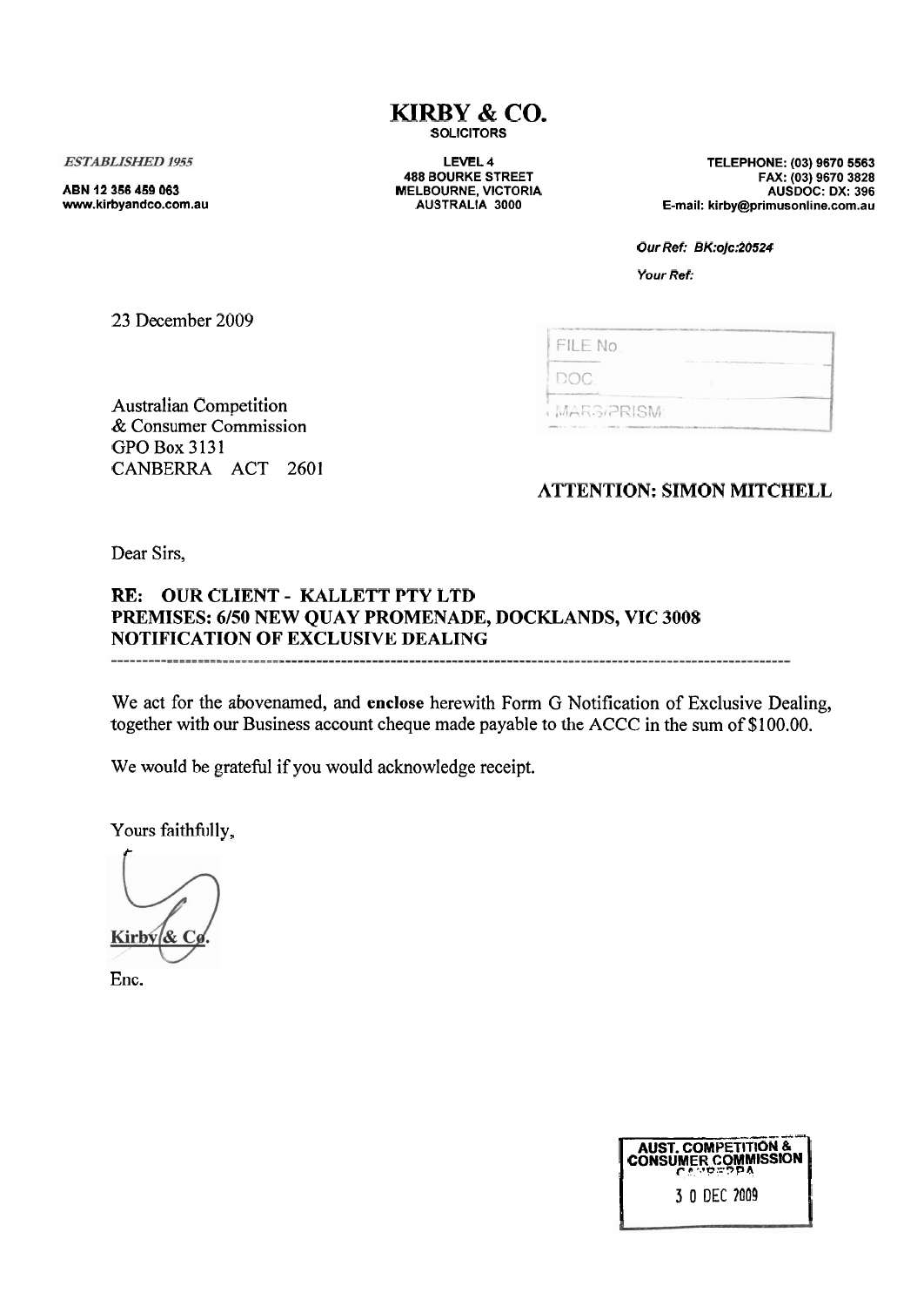# KIRBY & CO.

SOLICITORS

*ESTABLISHED 1955*

ABN 12 356 459 063
www.kirbyandco.com.au

LEVEL 4
488 BOURKE STREET
MELBOURNE, VICTORIA
AUSTRALIA 3000

TELEPHONE: (03) 9670 5563
FAX: (03) 9670 3828
AUSDOC: DX: 396
E-mail: kirby@primusonline.com.au

*Our Ref: BK:ojc:20524*

*Your Ref:*

23 December 2009

| FILE No |
|---|
| DOC |
| MARS/PRISM |

Australian Competition
& Consumer Commission
GPO Box 3131
CANBERRA ACT 2601

**ATTENTION: SIMON MITCHELL**

Dear Sirs,

**RE: OUR CLIENT - KALLETT PTY LTD**
**PREMISES: 6/50 NEW QUAY PROMENADE, DOCKLANDS, VIC 3008**
**NOTIFICATION OF EXCLUSIVE DEALING**

---

We act for the abovenamed, and **enclose** herewith Form G Notification of Exclusive Dealing, together with our Business account cheque made payable to the ACCC in the sum of $100.00.

We would be grateful if you would acknowledge receipt.

Yours faithfully,

Kirby & Co.

Enc.

AUST. COMPETITION & CONSUMER COMMISSION
CANBERRA
30 DEC 2009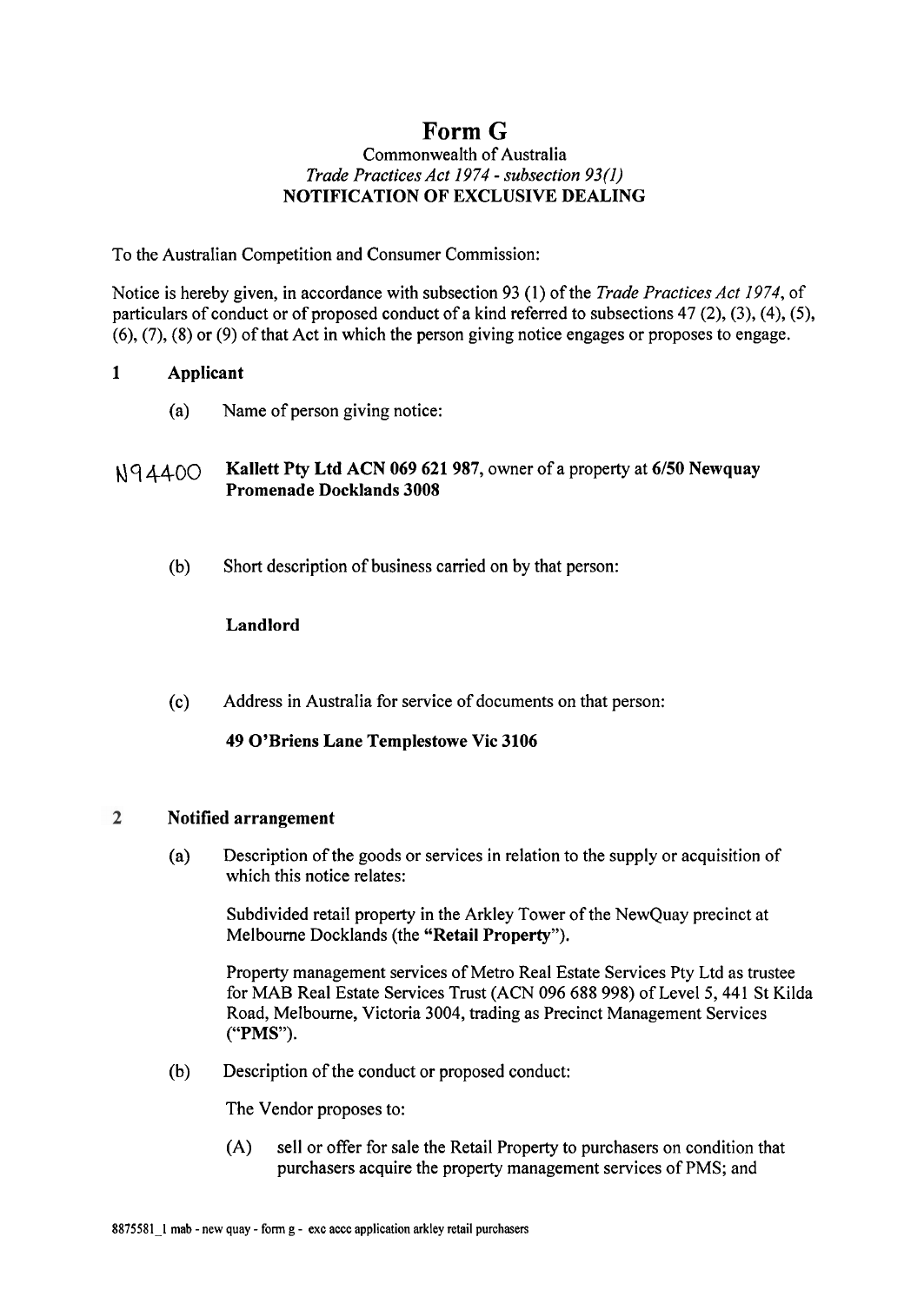# Form G

Commonwealth of Australia
*Trade Practices Act 1974 - subsection 93(1)*
**NOTIFICATION OF EXCLUSIVE DEALING**

To the Australian Competition and Consumer Commission:

Notice is hereby given, in accordance with subsection 93 (1) of the *Trade Practices Act 1974*, of particulars of conduct or of proposed conduct of a kind referred to subsections 47 (2), (3), (4), (5), (6), (7), (8) or (9) of that Act in which the person giving notice engages or proposes to engage.

## 1 Applicant

(a) Name of person giving notice:

N94400 **Kallett Pty Ltd ACN 069 621 987**, owner of a property at **6/50 Newquay Promenade Docklands 3008**

(b) Short description of business carried on by that person:

**Landlord**

(c) Address in Australia for service of documents on that person:

**49 O'Briens Lane Templestowe Vic 3106**

## 2 Notified arrangement

(a) Description of the goods or services in relation to the supply or acquisition of which this notice relates:

Subdivided retail property in the Arkley Tower of the NewQuay precinct at Melbourne Docklands (the **"Retail Property"**).

Property management services of Metro Real Estate Services Pty Ltd as trustee for MAB Real Estate Services Trust (ACN 096 688 998) of Level 5, 441 St Kilda Road, Melbourne, Victoria 3004, trading as Precinct Management Services (**"PMS"**).

(b) Description of the conduct or proposed conduct:

The Vendor proposes to:

(A) sell or offer for sale the Retail Property to purchasers on condition that purchasers acquire the property management services of PMS; and

8875581_1 mab - new quay - form g - exc accc application arkley retail purchasers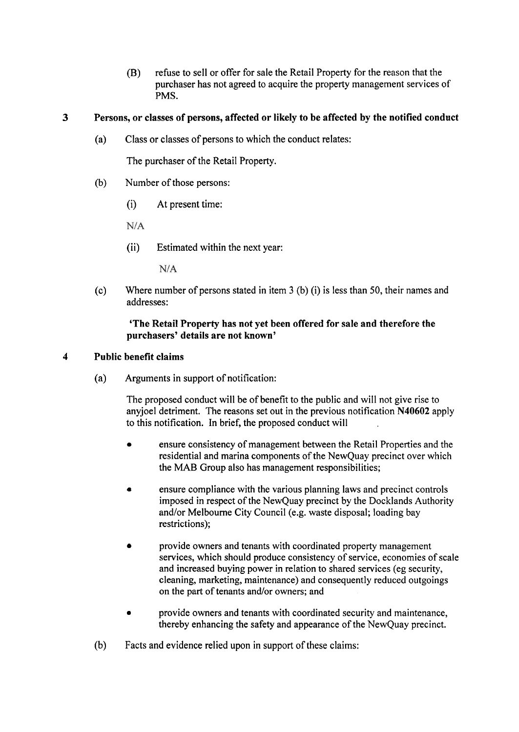(B) refuse to sell or offer for sale the Retail Property for the reason that the purchaser has not agreed to acquire the property management services of PMS.

## 3 Persons, or classes of persons, affected or likely to be affected by the notified conduct

(a) Class or classes of persons to which the conduct relates:

The purchaser of the Retail Property.

(b) Number of those persons:

(i) At present time:

N/A

(ii) Estimated within the next year:

N/A

(c) Where number of persons stated in item 3 (b) (i) is less than 50, their names and addresses:

**'The Retail Property has not yet been offered for sale and therefore the purchasers' details are not known'**

## 4 Public benefit claims

(a) Arguments in support of notification:

The proposed conduct will be of benefit to the public and will not give rise to anyjoel detriment. The reasons set out in the previous notification **N40602** apply to this notification. In brief, the proposed conduct will

- ensure consistency of management between the Retail Properties and the residential and marina components of the NewQuay precinct over which the MAB Group also has management responsibilities;
- ensure compliance with the various planning laws and precinct controls imposed in respect of the NewQuay precinct by the Docklands Authority and/or Melbourne City Council (e.g. waste disposal; loading bay restrictions);
- provide owners and tenants with coordinated property management services, which should produce consistency of service, economies of scale and increased buying power in relation to shared services (eg security, cleaning, marketing, maintenance) and consequently reduced outgoings on the part of tenants and/or owners; and
- provide owners and tenants with coordinated security and maintenance, thereby enhancing the safety and appearance of the NewQuay precinct.

(b) Facts and evidence relied upon in support of these claims: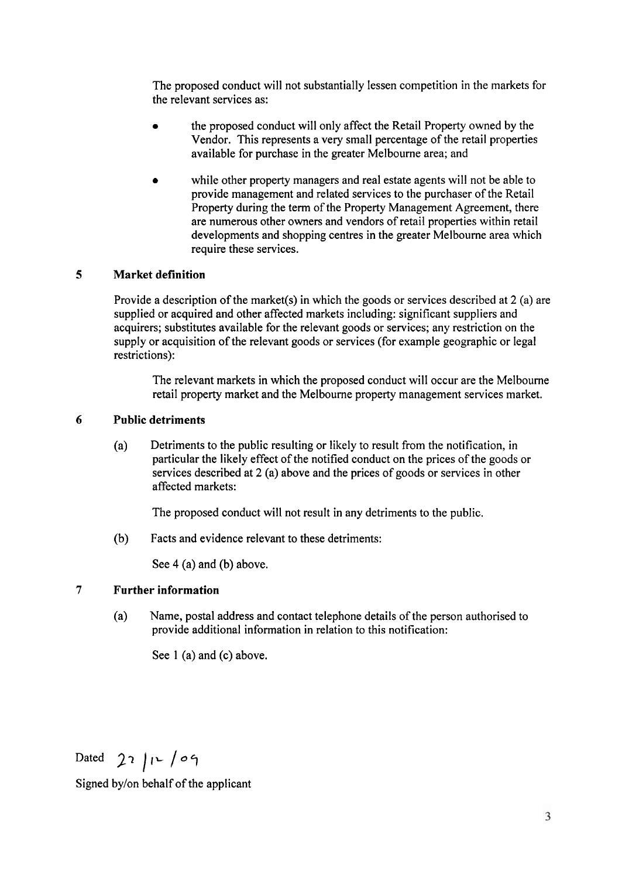The proposed conduct will not substantially lessen competition in the markets for the relevant services as:

- the proposed conduct will only affect the Retail Property owned by the Vendor. This represents a very small percentage of the retail properties available for purchase in the greater Melbourne area; and
- while other property managers and real estate agents will not be able to provide management and related services to the purchaser of the Retail Property during the term of the Property Management Agreement, there are numerous other owners and vendors of retail properties within retail developments and shopping centres in the greater Melbourne area which require these services.

## 5 Market definition

Provide a description of the market(s) in which the goods or services described at 2 (a) are supplied or acquired and other affected markets including: significant suppliers and acquirers; substitutes available for the relevant goods or services; any restriction on the supply or acquisition of the relevant goods or services (for example geographic or legal restrictions):

The relevant markets in which the proposed conduct will occur are the Melbourne retail property market and the Melbourne property management services market.

## 6 Public detriments

(a) Detriments to the public resulting or likely to result from the notification, in particular the likely effect of the notified conduct on the prices of the goods or services described at 2 (a) above and the prices of goods or services in other affected markets:

The proposed conduct will not result in any detriments to the public.

(b) Facts and evidence relevant to these detriments:

See 4 (a) and (b) above.

## 7 Further information

(a) Name, postal address and contact telephone details of the person authorised to provide additional information in relation to this notification:

See 1 (a) and (c) above.

Dated 22 / 12 / 09

Signed by/on behalf of the applicant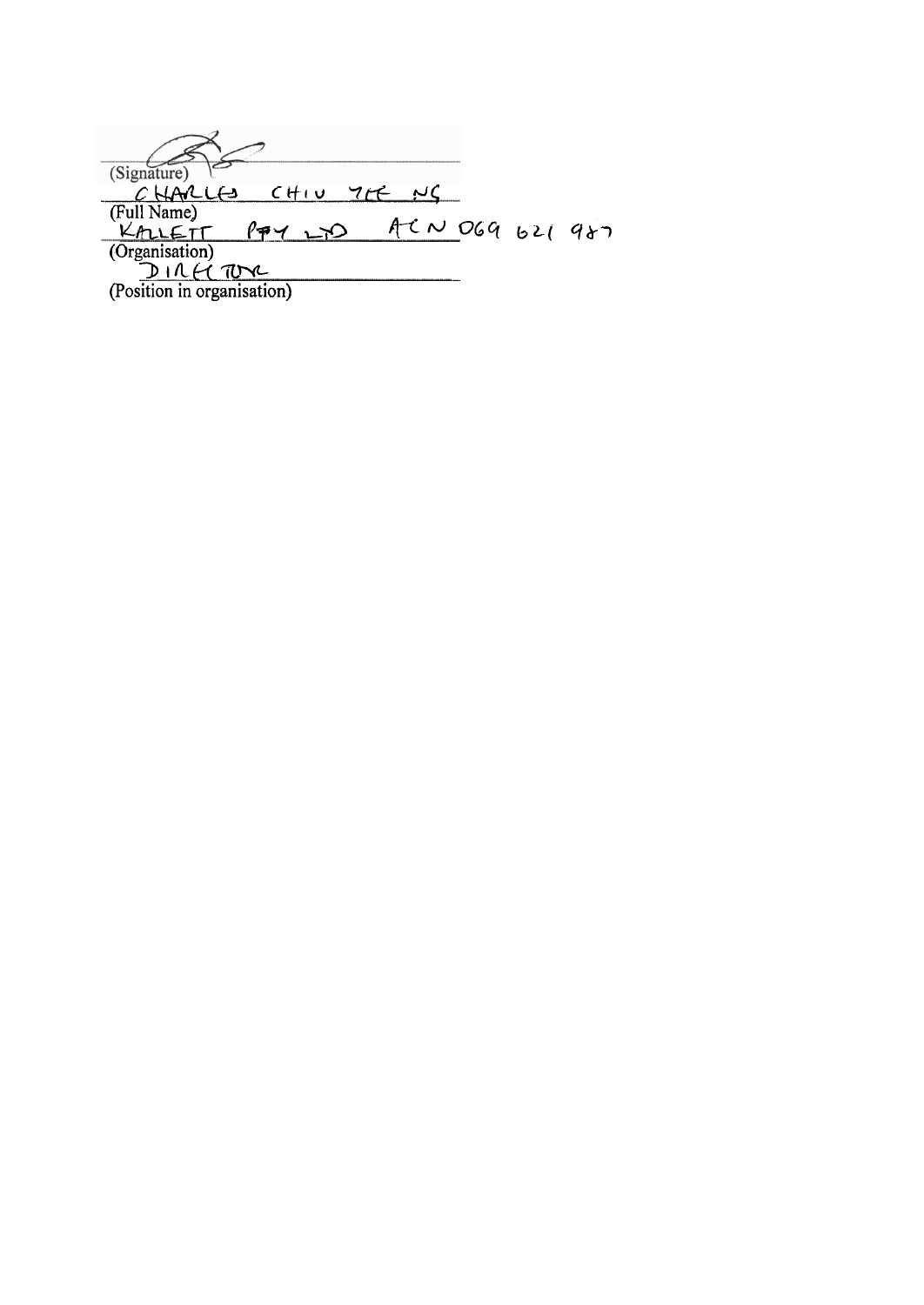(Signature)

CHARLES CHIU YEE NG

(Full Name)

KALLETT PTY LTD ACN 069 621 987

(Organisation)

DIRECTOR

(Position in organisation)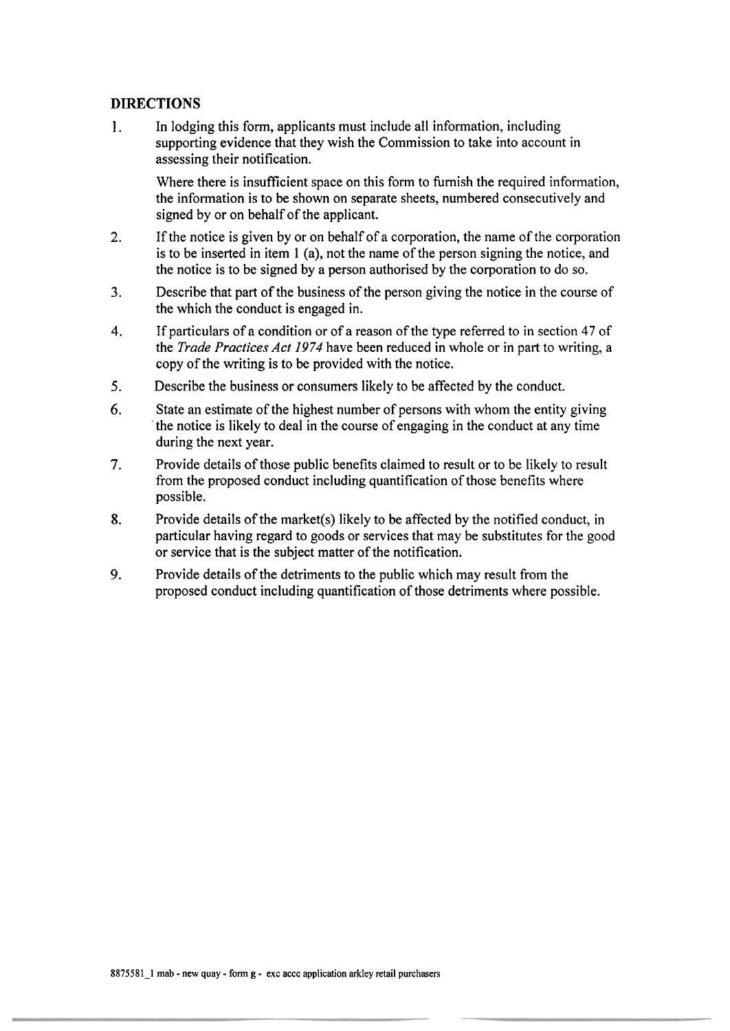**DIRECTIONS**

1. In lodging this form, applicants must include all information, including supporting evidence that they wish the Commission to take into account in assessing their notification.

   Where there is insufficient space on this form to furnish the required information, the information is to be shown on separate sheets, numbered consecutively and signed by or on behalf of the applicant.

2. If the notice is given by or on behalf of a corporation, the name of the corporation is to be inserted in item 1 (a), not the name of the person signing the notice, and the notice is to be signed by a person authorised by the corporation to do so.

3. Describe that part of the business of the person giving the notice in the course of the which the conduct is engaged in.

4. If particulars of a condition or of a reason of the type referred to in section 47 of the *Trade Practices Act 1974* have been reduced in whole or in part to writing, a copy of the writing is to be provided with the notice.

5. Describe the business or consumers likely to be affected by the conduct.

6. State an estimate of the highest number of persons with whom the entity giving the notice is likely to deal in the course of engaging in the conduct at any time during the next year.

7. Provide details of those public benefits claimed to result or to be likely to result from the proposed conduct including quantification of those benefits where possible.

8. Provide details of the market(s) likely to be affected by the notified conduct, in particular having regard to goods or services that may be substitutes for the good or service that is the subject matter of the notification.

9. Provide details of the detriments to the public which may result from the proposed conduct including quantification of those detriments where possible.

8875581_1 mab - new quay - form g - exc accc application arkley retail purchasers